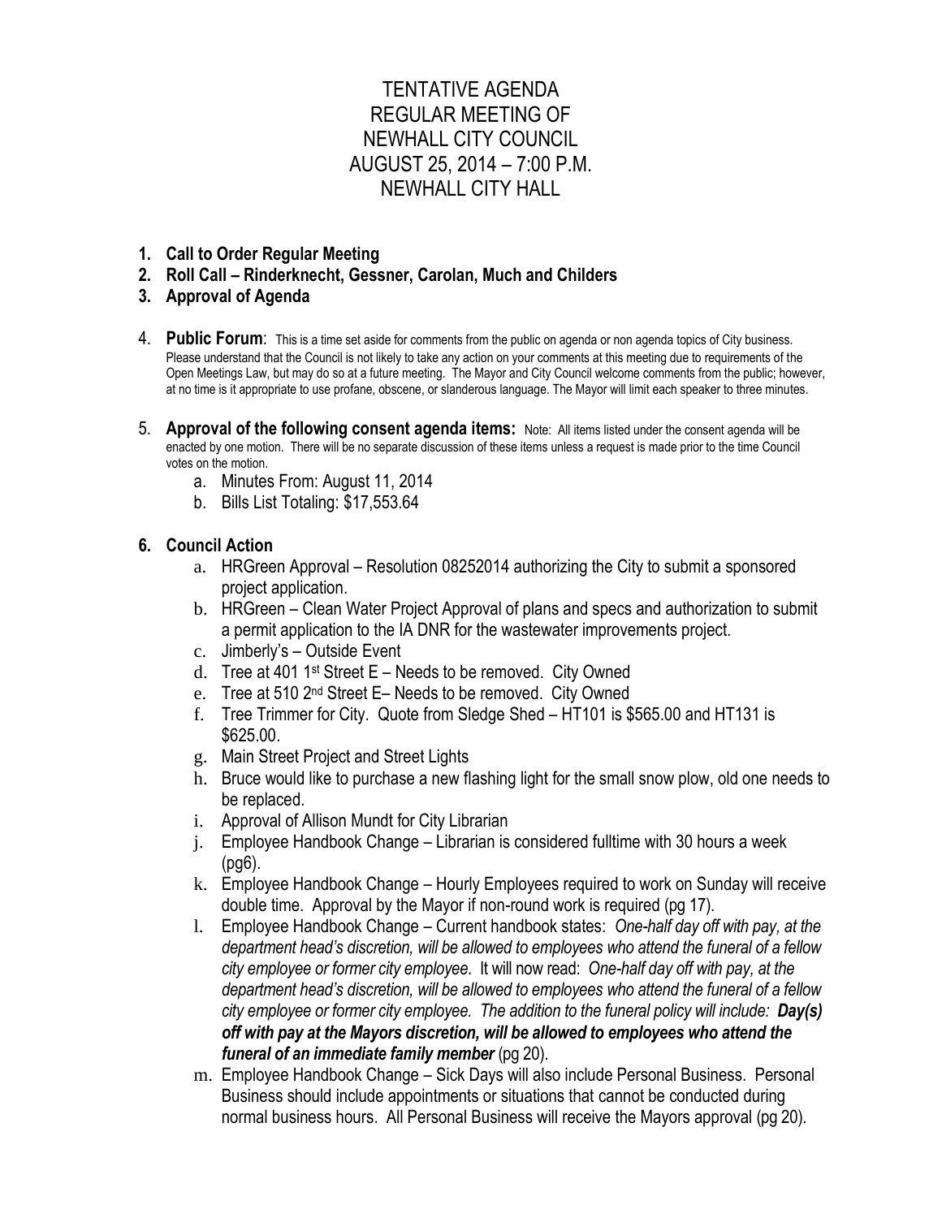# TENTATIVE AGENDA
# REGULAR MEETING OF
# NEWHALL CITY COUNCIL
# AUGUST 25, 2014 – 7:00 P.M.
# NEWHALL CITY HALL

1. **Call to Order Regular Meeting**
2. **Roll Call – Rinderknecht, Gessner, Carolan, Much and Childers**
3. **Approval of Agenda**
4. **Public Forum**: This is a time set aside for comments from the public on agenda or non agenda topics of City business. Please understand that the Council is not likely to take any action on your comments at this meeting due to requirements of the Open Meetings Law, but may do so at a future meeting. The Mayor and City Council welcome comments from the public; however, at no time is it appropriate to use profane, obscene, or slanderous language. The Mayor will limit each speaker to three minutes.
5. **Approval of the following consent agenda items:** Note: All items listed under the consent agenda will be enacted by one motion. There will be no separate discussion of these items unless a request is made prior to the time Council votes on the motion.
   a. Minutes From: August 11, 2014
   b. Bills List Totaling: $17,553.64
6. **Council Action**
   a. HRGreen Approval – Resolution 08252014 authorizing the City to submit a sponsored project application.
   b. HRGreen – Clean Water Project Approval of plans and specs and authorization to submit a permit application to the IA DNR for the wastewater improvements project.
   c. Jimberly's – Outside Event
   d. Tree at 401 1st Street E – Needs to be removed. City Owned
   e. Tree at 510 2nd Street E– Needs to be removed. City Owned
   f. Tree Trimmer for City. Quote from Sledge Shed – HT101 is $565.00 and HT131 is $625.00.
   g. Main Street Project and Street Lights
   h. Bruce would like to purchase a new flashing light for the small snow plow, old one needs to be replaced.
   i. Approval of Allison Mundt for City Librarian
   j. Employee Handbook Change – Librarian is considered fulltime with 30 hours a week (pg6).
   k. Employee Handbook Change – Hourly Employees required to work on Sunday will receive double time. Approval by the Mayor if non-round work is required (pg 17).
   l. Employee Handbook Change – Current handbook states: *One-half day off with pay, at the department head's discretion, will be allowed to employees who attend the funeral of a fellow city employee or former city employee*. It will now read: *One-half day off with pay, at the department head's discretion, will be allowed to employees who attend the funeral of a fellow city employee or former city employee. The addition to the funeral policy will include:* ***Day(s) off with pay at the Mayors discretion, will be allowed to employees who attend the funeral of an immediate family member*** (pg 20).
   m. Employee Handbook Change – Sick Days will also include Personal Business. Personal Business should include appointments or situations that cannot be conducted during normal business hours. All Personal Business will receive the Mayors approval (pg 20).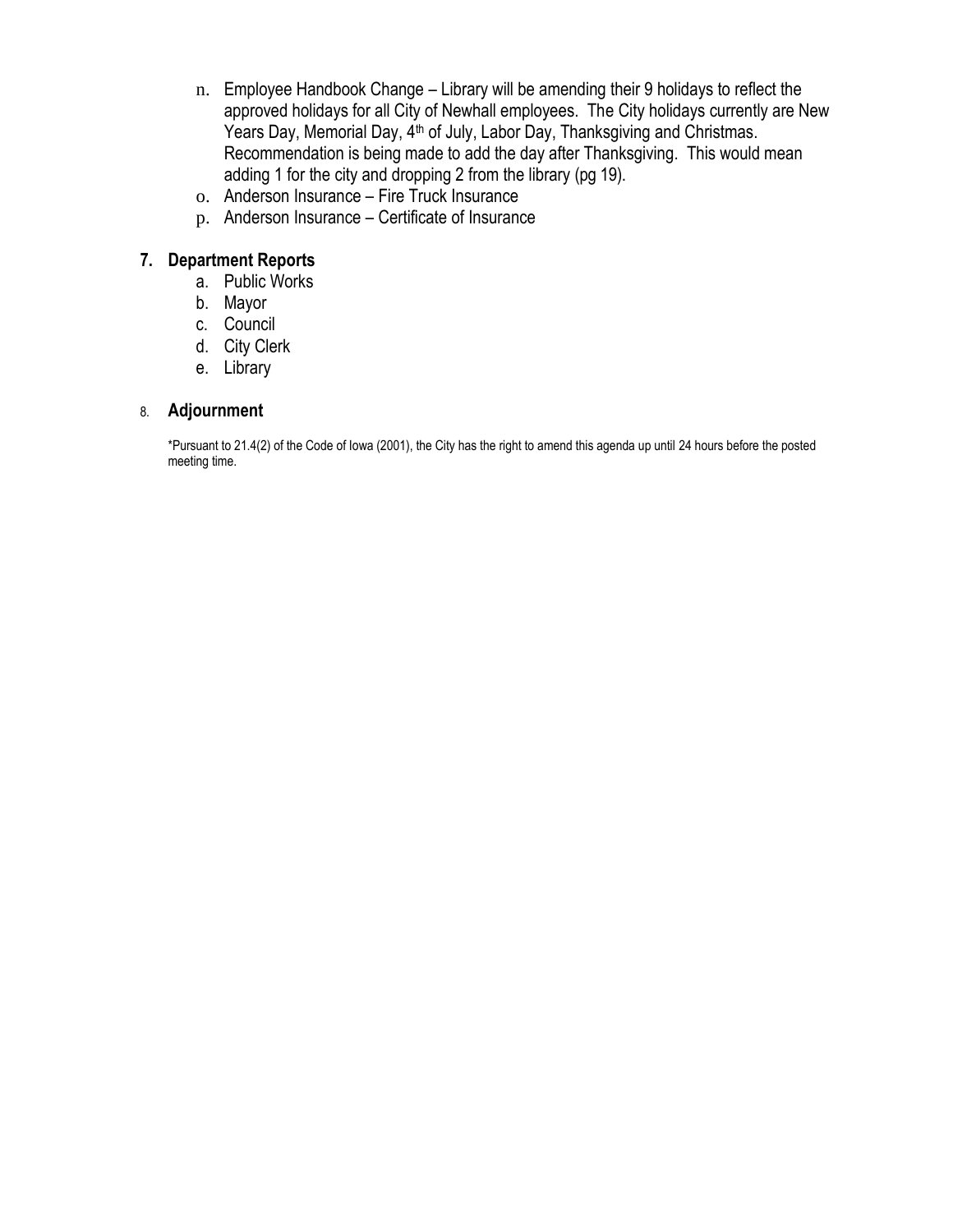n. Employee Handbook Change – Library will be amending their 9 holidays to reflect the approved holidays for all City of Newhall employees. The City holidays currently are New Years Day, Memorial Day, 4th of July, Labor Day, Thanksgiving and Christmas. Recommendation is being made to add the day after Thanksgiving. This would mean adding 1 for the city and dropping 2 from the library (pg 19).

o. Anderson Insurance – Fire Truck Insurance

p. Anderson Insurance – Certificate of Insurance

## 7. Department Reports

a. Public Works
b. Mayor
c. Council
d. City Clerk
e. Library

## 8. Adjournment

*Pursuant to 21.4(2) of the Code of Iowa (2001), the City has the right to amend this agenda up until 24 hours before the posted meeting time.